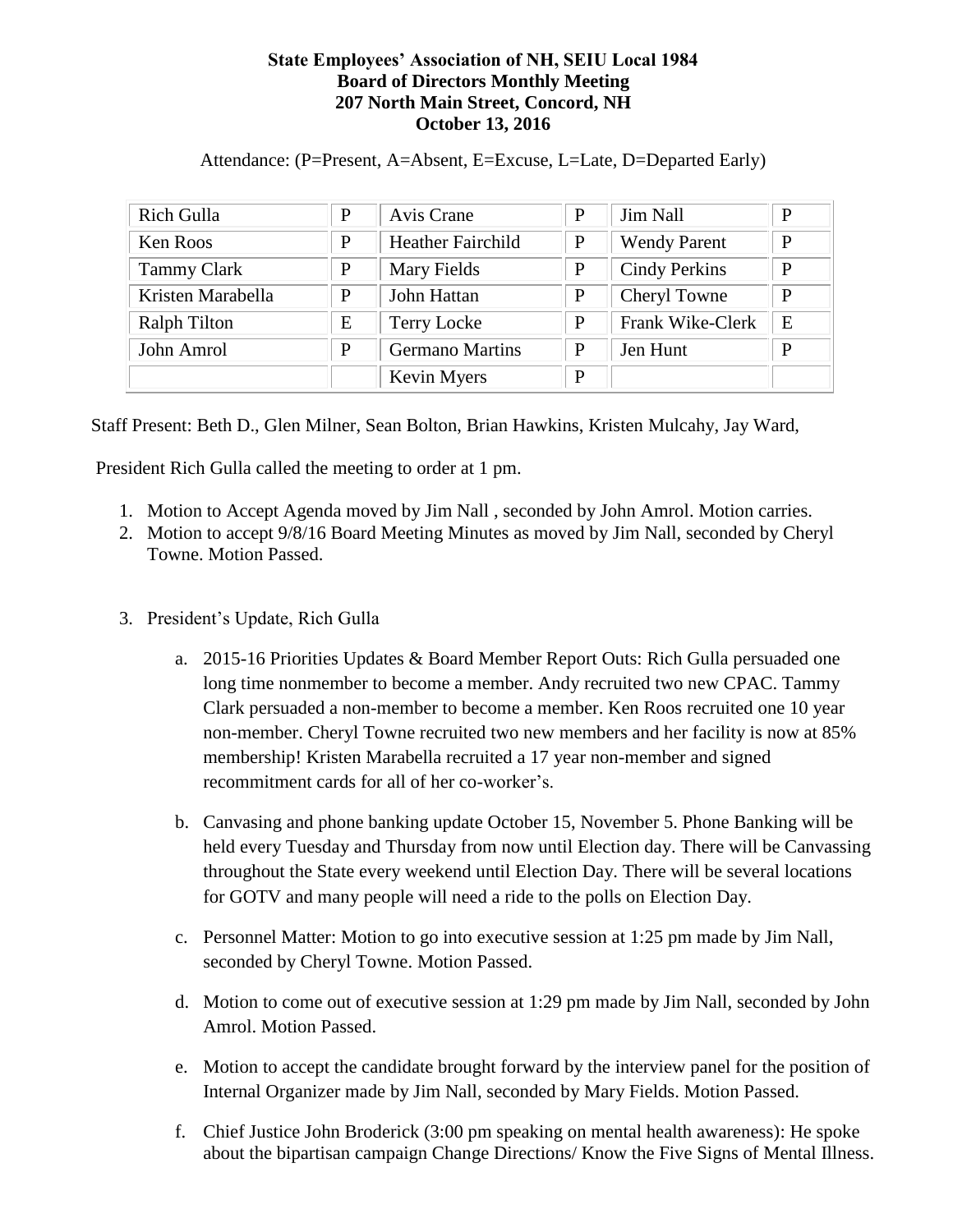**State Employees' Association of NH, SEIU Local 1984**
**Board of Directors Monthly Meeting**
**207 North Main Street, Concord, NH**
**October 13, 2016**

Attendance: (P=Present, A=Absent, E=Excuse, L=Late, D=Departed Early)

| | | | | | |
|---|---|---|---|---|---|
| Rich Gulla | P | Avis Crane | P | Jim Nall | P |
| Ken Roos | P | Heather Fairchild | P | Wendy Parent | P |
| Tammy Clark | P | Mary Fields | P | Cindy Perkins | P |
| Kristen Marabella | P | John Hattan | P | Cheryl Towne | P |
| Ralph Tilton | E | Terry Locke | P | Frank Wike-Clerk | E |
| John Amrol | P | Germano Martins | P | Jen Hunt | P |
| | | Kevin Myers | P | | |

Staff Present: Beth D., Glen Milner, Sean Bolton, Brian Hawkins, Kristen Mulcahy, Jay Ward,

President Rich Gulla called the meeting to order at 1 pm.

1. Motion to Accept Agenda moved by Jim Nall , seconded by John Amrol. Motion carries.
2. Motion to accept 9/8/16 Board Meeting Minutes as moved by Jim Nall, seconded by Cheryl Towne. Motion Passed.

3. President's Update, Rich Gulla

   a. 2015-16 Priorities Updates & Board Member Report Outs: Rich Gulla persuaded one long time nonmember to become a member. Andy recruited two new CPAC. Tammy Clark persuaded a non-member to become a member. Ken Roos recruited one 10 year non-member. Cheryl Towne recruited two new members and her facility is now at 85% membership! Kristen Marabella recruited a 17 year non-member and signed recommitment cards for all of her co-worker's.

   b. Canvasing and phone banking update October 15, November 5. Phone Banking will be held every Tuesday and Thursday from now until Election day. There will be Canvassing throughout the State every weekend until Election Day. There will be several locations for GOTV and many people will need a ride to the polls on Election Day.

   c. Personnel Matter: Motion to go into executive session at 1:25 pm made by Jim Nall, seconded by Cheryl Towne. Motion Passed.

   d. Motion to come out of executive session at 1:29 pm made by Jim Nall, seconded by John Amrol. Motion Passed.

   e. Motion to accept the candidate brought forward by the interview panel for the position of Internal Organizer made by Jim Nall, seconded by Mary Fields. Motion Passed.

   f. Chief Justice John Broderick (3:00 pm speaking on mental health awareness): He spoke about the bipartisan campaign Change Directions/ Know the Five Signs of Mental Illness.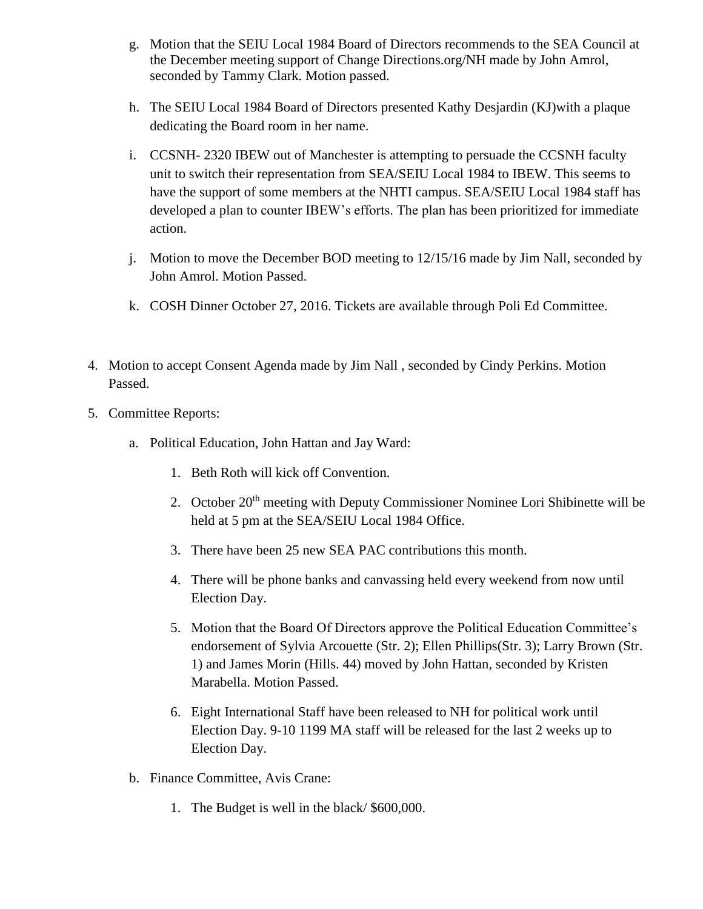g. Motion that the SEIU Local 1984 Board of Directors recommends to the SEA Council at the December meeting support of Change Directions.org/NH made by John Amrol, seconded by Tammy Clark. Motion passed.

h. The SEIU Local 1984 Board of Directors presented Kathy Desjardin (KJ)with a plaque dedicating the Board room in her name.

i. CCSNH- 2320 IBEW out of Manchester is attempting to persuade the CCSNH faculty unit to switch their representation from SEA/SEIU Local 1984 to IBEW. This seems to have the support of some members at the NHTI campus. SEA/SEIU Local 1984 staff has developed a plan to counter IBEW's efforts. The plan has been prioritized for immediate action.

j. Motion to move the December BOD meeting to 12/15/16 made by Jim Nall, seconded by John Amrol. Motion Passed.

k. COSH Dinner October 27, 2016. Tickets are available through Poli Ed Committee.

4. Motion to accept Consent Agenda made by Jim Nall , seconded by Cindy Perkins. Motion Passed.

5. Committee Reports:

   a. Political Education, John Hattan and Jay Ward:

      1. Beth Roth will kick off Convention.
      2. October 20th meeting with Deputy Commissioner Nominee Lori Shibinette will be held at 5 pm at the SEA/SEIU Local 1984 Office.
      3. There have been 25 new SEA PAC contributions this month.
      4. There will be phone banks and canvassing held every weekend from now until Election Day.
      5. Motion that the Board Of Directors approve the Political Education Committee's endorsement of Sylvia Arcouette (Str. 2); Ellen Phillips(Str. 3); Larry Brown (Str. 1) and James Morin (Hills. 44) moved by John Hattan, seconded by Kristen Marabella. Motion Passed.
      6. Eight International Staff have been released to NH for political work until Election Day. 9-10 1199 MA staff will be released for the last 2 weeks up to Election Day.

   b. Finance Committee, Avis Crane:

      1. The Budget is well in the black/ $600,000.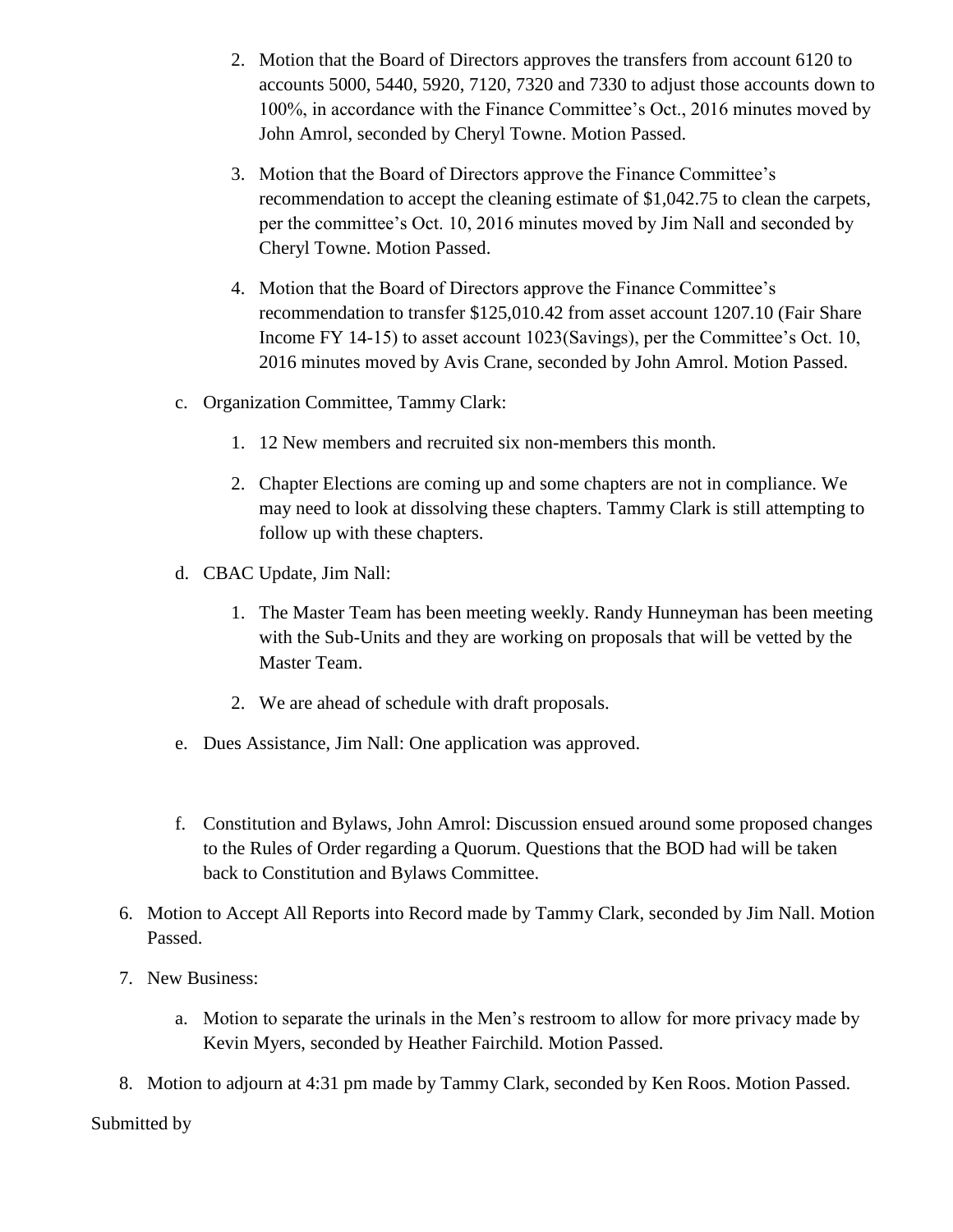2. Motion that the Board of Directors approves the transfers from account 6120 to accounts 5000, 5440, 5920, 7120, 7320 and 7330 to adjust those accounts down to 100%, in accordance with the Finance Committee's Oct., 2016 minutes moved by John Amrol, seconded by Cheryl Towne. Motion Passed.

3. Motion that the Board of Directors approve the Finance Committee's recommendation to accept the cleaning estimate of $1,042.75 to clean the carpets, per the committee's Oct. 10, 2016 minutes moved by Jim Nall and seconded by Cheryl Towne. Motion Passed.

4. Motion that the Board of Directors approve the Finance Committee's recommendation to transfer $125,010.42 from asset account 1207.10 (Fair Share Income FY 14-15) to asset account 1023(Savings), per the Committee's Oct. 10, 2016 minutes moved by Avis Crane, seconded by John Amrol. Motion Passed.

c. Organization Committee, Tammy Clark:

1. 12 New members and recruited six non-members this month.

2. Chapter Elections are coming up and some chapters are not in compliance. We may need to look at dissolving these chapters. Tammy Clark is still attempting to follow up with these chapters.

d. CBAC Update, Jim Nall:

1. The Master Team has been meeting weekly. Randy Hunneyman has been meeting with the Sub-Units and they are working on proposals that will be vetted by the Master Team.

2. We are ahead of schedule with draft proposals.

e. Dues Assistance, Jim Nall: One application was approved.

f. Constitution and Bylaws, John Amrol: Discussion ensued around some proposed changes to the Rules of Order regarding a Quorum. Questions that the BOD had will be taken back to Constitution and Bylaws Committee.

6. Motion to Accept All Reports into Record made by Tammy Clark, seconded by Jim Nall. Motion Passed.

7. New Business:

a. Motion to separate the urinals in the Men's restroom to allow for more privacy made by Kevin Myers, seconded by Heather Fairchild. Motion Passed.

8. Motion to adjourn at 4:31 pm made by Tammy Clark, seconded by Ken Roos. Motion Passed.

Submitted by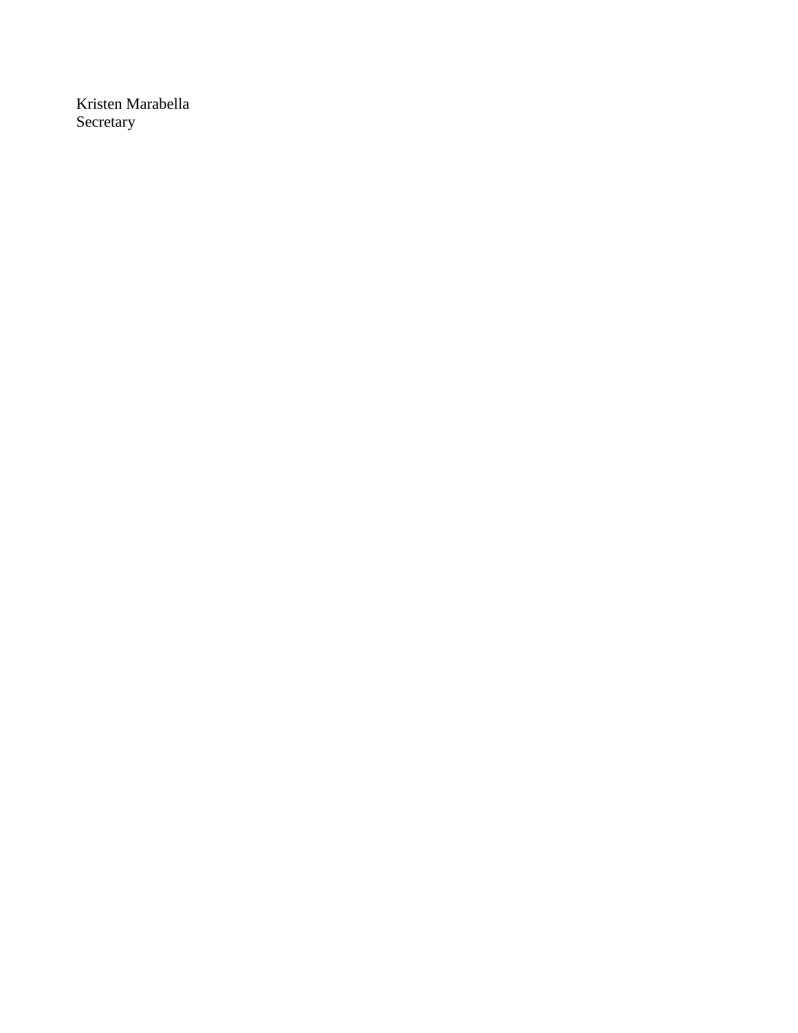Kristen Marabella
Secretary